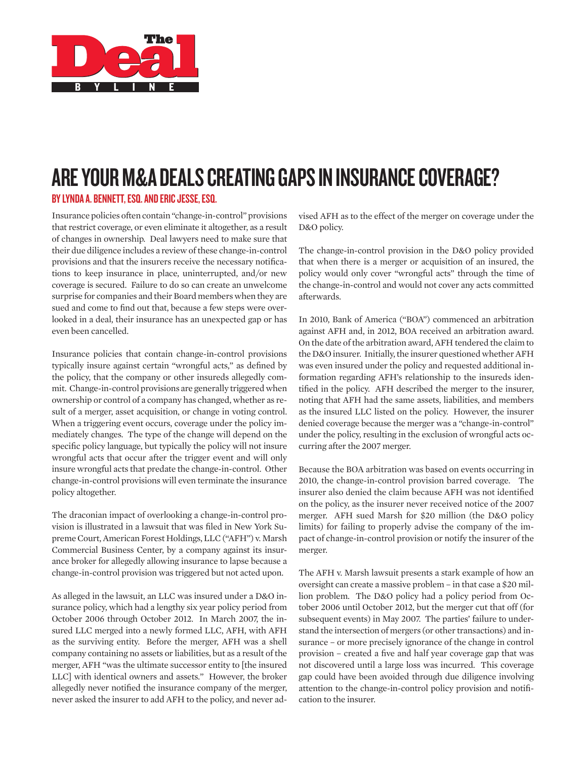# ARE YOUR M&A DEALS CREATING GAPS IN INSURANCE COVERAGE?

## BY LYNDA A. BENNETT, ESQ. AND ERIC JESSE, ESQ.

Insurance policies often contain "change-in-control" provisions that restrict coverage, or even eliminate it altogether, as a result of changes in ownership. Deal lawyers need to make sure that their due diligence includes a review of these change-in-control provisions and that the insurers receive the necessary notifications to keep insurance in place, uninterrupted, and/or new coverage is secured. Failure to do so can create an unwelcome surprise for companies and their Board members when they are sued and come to find out that, because a few steps were overlooked in a deal, their insurance has an unexpected gap or has even been cancelled.

Insurance policies that contain change-in-control provisions typically insure against certain "wrongful acts," as defined by the policy, that the company or other insureds allegedly commit. Change-in-control provisions are generally triggered when ownership or control of a company has changed, whether as result of a merger, asset acquisition, or change in voting control. When a triggering event occurs, coverage under the policy immediately changes. The type of the change will depend on the specific policy language, but typically the policy will not insure wrongful acts that occur after the trigger event and will only insure wrongful acts that predate the change-in-control. Other change-in-control provisions will even terminate the insurance policy altogether.

The draconian impact of overlooking a change-in-control provision is illustrated in a lawsuit that was filed in New York Supreme Court, American Forest Holdings, LLC ("AFH") v. Marsh Commercial Business Center, by a company against its insurance broker for allegedly allowing insurance to lapse because a change-in-control provision was triggered but not acted upon.

As alleged in the lawsuit, an LLC was insured under a D&O insurance policy, which had a lengthy six year policy period from October 2006 through October 2012. In March 2007, the insured LLC merged into a newly formed LLC, AFH, with AFH as the surviving entity. Before the merger, AFH was a shell company containing no assets or liabilities, but as a result of the merger, AFH "was the ultimate successor entity to [the insured LLC] with identical owners and assets." However, the broker allegedly never notified the insurance company of the merger, never asked the insurer to add AFH to the policy, and never advised AFH as to the effect of the merger on coverage under the D&O policy.

The change-in-control provision in the D&O policy provided that when there is a merger or acquisition of an insured, the policy would only cover "wrongful acts" through the time of the change-in-control and would not cover any acts committed afterwards.

In 2010, Bank of America ("BOA") commenced an arbitration against AFH and, in 2012, BOA received an arbitration award. On the date of the arbitration award, AFH tendered the claim to the D&O insurer. Initially, the insurer questioned whether AFH was even insured under the policy and requested additional information regarding AFH's relationship to the insureds identified in the policy. AFH described the merger to the insurer, noting that AFH had the same assets, liabilities, and members as the insured LLC listed on the policy. However, the insurer denied coverage because the merger was a "change-in-control" under the policy, resulting in the exclusion of wrongful acts occurring after the 2007 merger.

Because the BOA arbitration was based on events occurring in 2010, the change-in-control provision barred coverage. The insurer also denied the claim because AFH was not identified on the policy, as the insurer never received notice of the 2007 merger. AFH sued Marsh for $20 million (the D&O policy limits) for failing to properly advise the company of the impact of change-in-control provision or notify the insurer of the merger.

The AFH v. Marsh lawsuit presents a stark example of how an oversight can create a massive problem – in that case a $20 million problem. The D&O policy had a policy period from October 2006 until October 2012, but the merger cut that off (for subsequent events) in May 2007. The parties' failure to understand the intersection of mergers (or other transactions) and insurance – or more precisely ignorance of the change in control provision – created a five and half year coverage gap that was not discovered until a large loss was incurred. This coverage gap could have been avoided through due diligence involving attention to the change-in-control policy provision and notification to the insurer.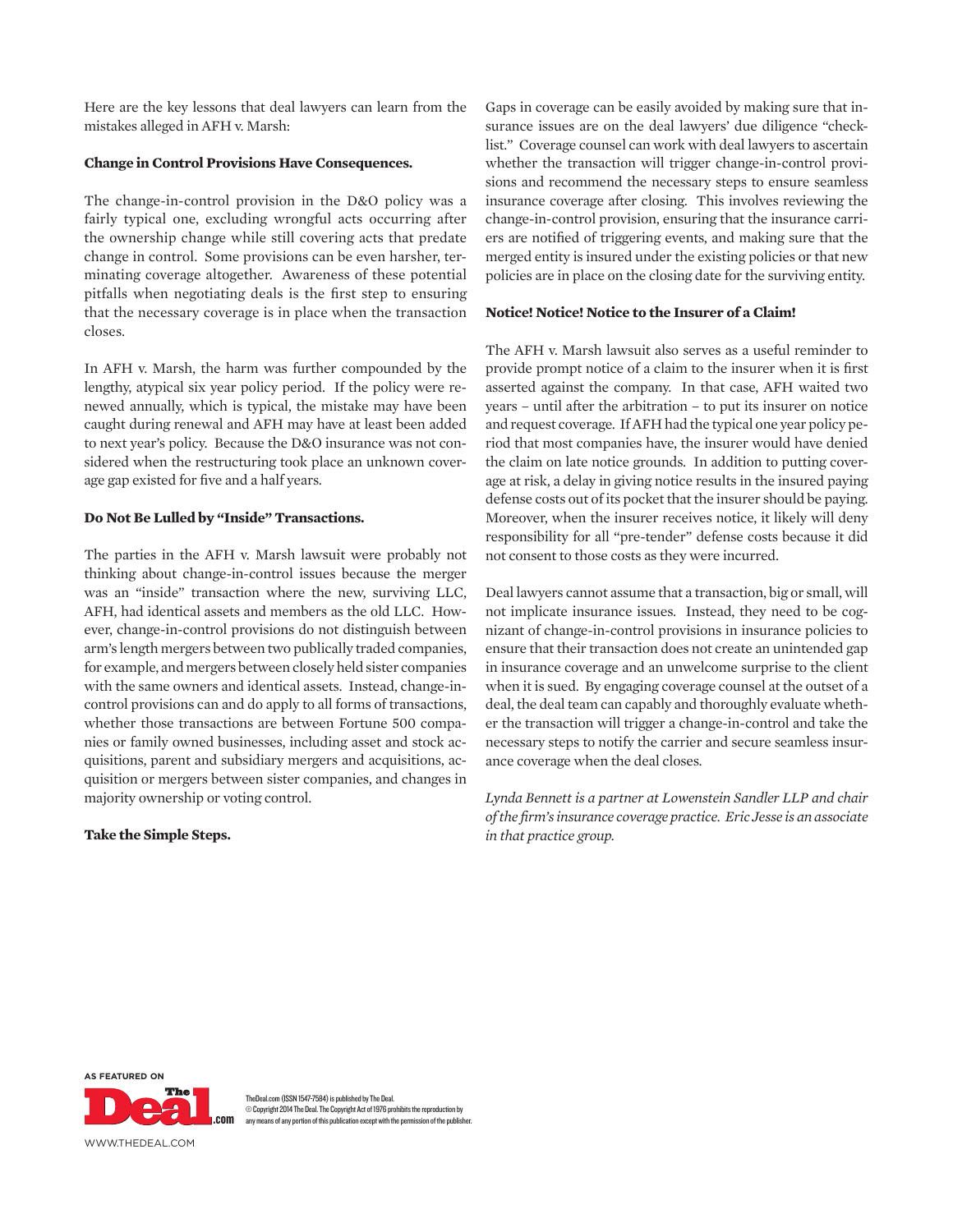Here are the key lessons that deal lawyers can learn from the mistakes alleged in AFH v. Marsh:

**Change in Control Provisions Have Consequences.**

The change-in-control provision in the D&O policy was a fairly typical one, excluding wrongful acts occurring after the ownership change while still covering acts that predate change in control. Some provisions can be even harsher, terminating coverage altogether. Awareness of these potential pitfalls when negotiating deals is the first step to ensuring that the necessary coverage is in place when the transaction closes.

In AFH v. Marsh, the harm was further compounded by the lengthy, atypical six year policy period. If the policy were renewed annually, which is typical, the mistake may have been caught during renewal and AFH may have at least been added to next year's policy. Because the D&O insurance was not considered when the restructuring took place an unknown coverage gap existed for five and a half years.

**Do Not Be Lulled by "Inside" Transactions.**

The parties in the AFH v. Marsh lawsuit were probably not thinking about change-in-control issues because the merger was an "inside" transaction where the new, surviving LLC, AFH, had identical assets and members as the old LLC. However, change-in-control provisions do not distinguish between arm's length mergers between two publically traded companies, for example, and mergers between closely held sister companies with the same owners and identical assets. Instead, change-in-control provisions can and do apply to all forms of transactions, whether those transactions are between Fortune 500 companies or family owned businesses, including asset and stock acquisitions, parent and subsidiary mergers and acquisitions, acquisition or mergers between sister companies, and changes in majority ownership or voting control.

**Take the Simple Steps.**

Gaps in coverage can be easily avoided by making sure that insurance issues are on the deal lawyers' due diligence "checklist." Coverage counsel can work with deal lawyers to ascertain whether the transaction will trigger change-in-control provisions and recommend the necessary steps to ensure seamless insurance coverage after closing. This involves reviewing the change-in-control provision, ensuring that the insurance carriers are notified of triggering events, and making sure that the merged entity is insured under the existing policies or that new policies are in place on the closing date for the surviving entity.

**Notice! Notice! Notice to the Insurer of a Claim!**

The AFH v. Marsh lawsuit also serves as a useful reminder to provide prompt notice of a claim to the insurer when it is first asserted against the company. In that case, AFH waited two years – until after the arbitration – to put its insurer on notice and request coverage. If AFH had the typical one year policy period that most companies have, the insurer would have denied the claim on late notice grounds. In addition to putting coverage at risk, a delay in giving notice results in the insured paying defense costs out of its pocket that the insurer should be paying. Moreover, when the insurer receives notice, it likely will deny responsibility for all "pre-tender" defense costs because it did not consent to those costs as they were incurred.

Deal lawyers cannot assume that a transaction, big or small, will not implicate insurance issues. Instead, they need to be cognizant of change-in-control provisions in insurance policies to ensure that their transaction does not create an unintended gap in insurance coverage and an unwelcome surprise to the client when it is sued. By engaging coverage counsel at the outset of a deal, the deal team can capably and thoroughly evaluate whether the transaction will trigger a change-in-control and take the necessary steps to notify the carrier and secure seamless insurance coverage when the deal closes.

*Lynda Bennett is a partner at Lowenstein Sandler LLP and chair of the firm's insurance coverage practice. Eric Jesse is an associate in that practice group.*

AS FEATURED ON The Deal.com

TheDeal.com (ISSN 1547-7584) is published by The Deal.
© Copyright 2014 The Deal. The Copyright Act of 1976 prohibits the reproduction by any means of any portion of this publication except with the permission of the publisher.

WWW.THEDEAL.COM